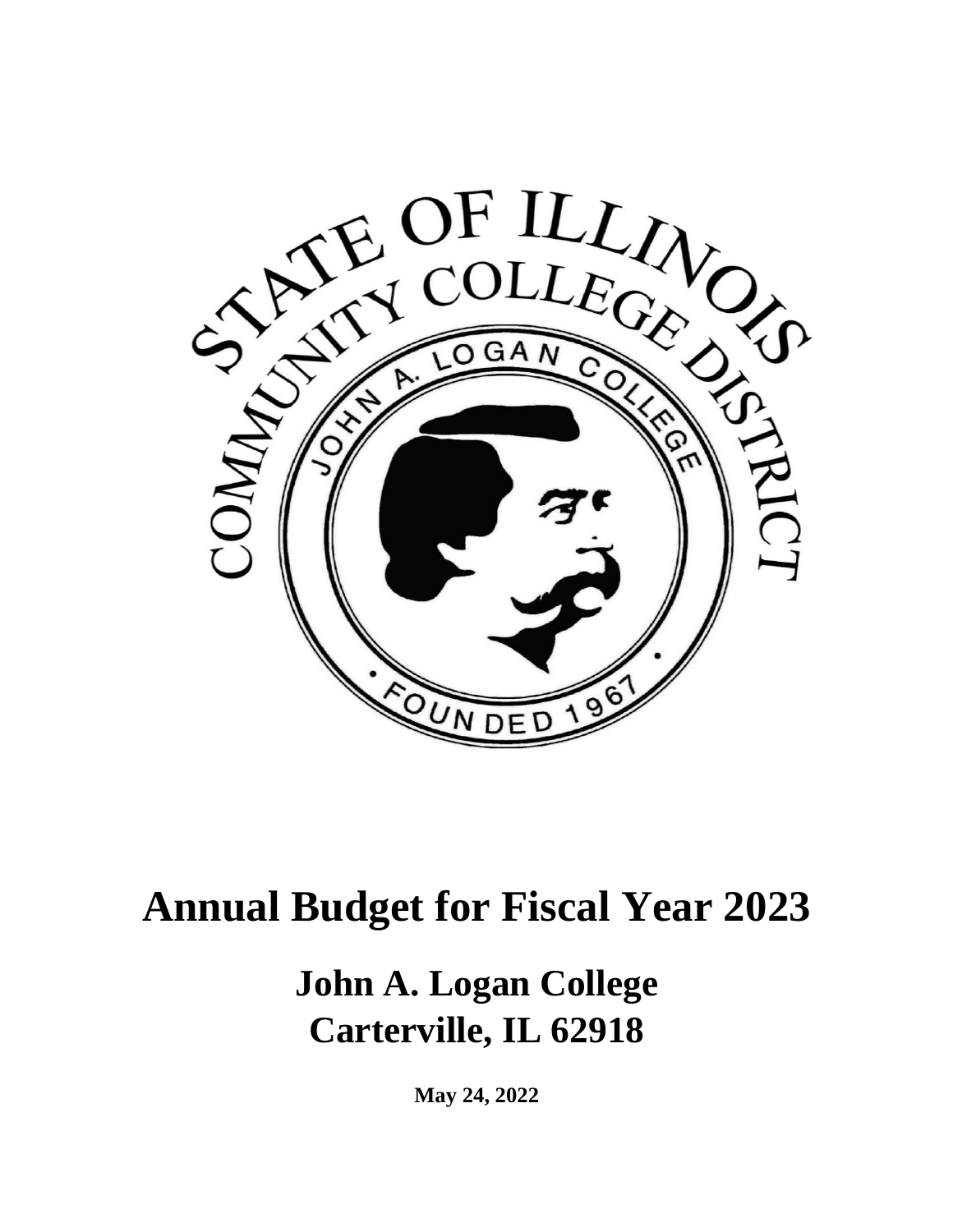# Annual Budget for Fiscal Year 2023

## John A. Logan College
## Carterville, IL 62918

**May 24, 2022**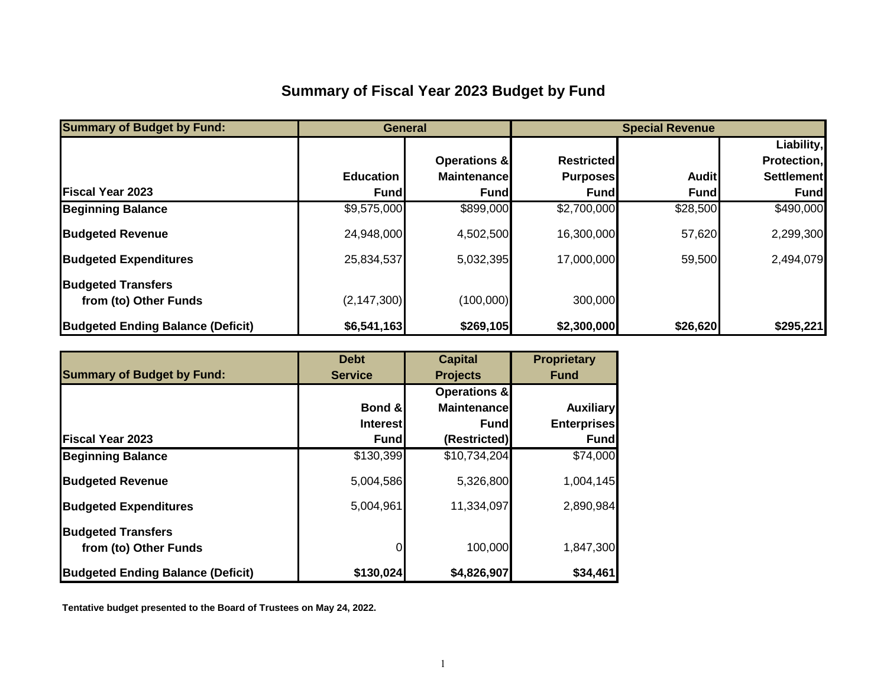# Summary of Fiscal Year 2023 Budget by Fund

| Summary of Budget by Fund: | General | | Special Revenue | | |
|---|---|---|---|---|---|
| Fiscal Year 2023 | Education Fund | Operations & Maintenance Fund | Restricted Purposes Fund | Audit Fund | Liability, Protection, Settlement Fund |
| **Beginning Balance** | $9,575,000 | $899,000 | $2,700,000 | $28,500 | $490,000 |
| **Budgeted Revenue** | 24,948,000 | 4,502,500 | 16,300,000 | 57,620 | 2,299,300 |
| **Budgeted Expenditures** | 25,834,537 | 5,032,395 | 17,000,000 | 59,500 | 2,494,079 |
| **Budgeted Transfers from (to) Other Funds** | (2,147,300) | (100,000) | 300,000 | | |
| **Budgeted Ending Balance (Deficit)** | **$6,541,163** | **$269,105** | **$2,300,000** | **$26,620** | **$295,221** |

| Summary of Budget by Fund: | Debt Service | Capital Projects | Proprietary Fund |
|---|---|---|---|
| Fiscal Year 2023 | Bond & Interest Fund | Operations & Maintenance Fund (Restricted) | Auxiliary Enterprises Fund |
| **Beginning Balance** | $130,399 | $10,734,204 | $74,000 |
| **Budgeted Revenue** | 5,004,586 | 5,326,800 | 1,004,145 |
| **Budgeted Expenditures** | 5,004,961 | 11,334,097 | 2,890,984 |
| **Budgeted Transfers from (to) Other Funds** | 0 | 100,000 | 1,847,300 |
| **Budgeted Ending Balance (Deficit)** | **$130,024** | **$4,826,907** | **$34,461** |

**Tentative budget presented to the Board of Trustees on May 24, 2022.**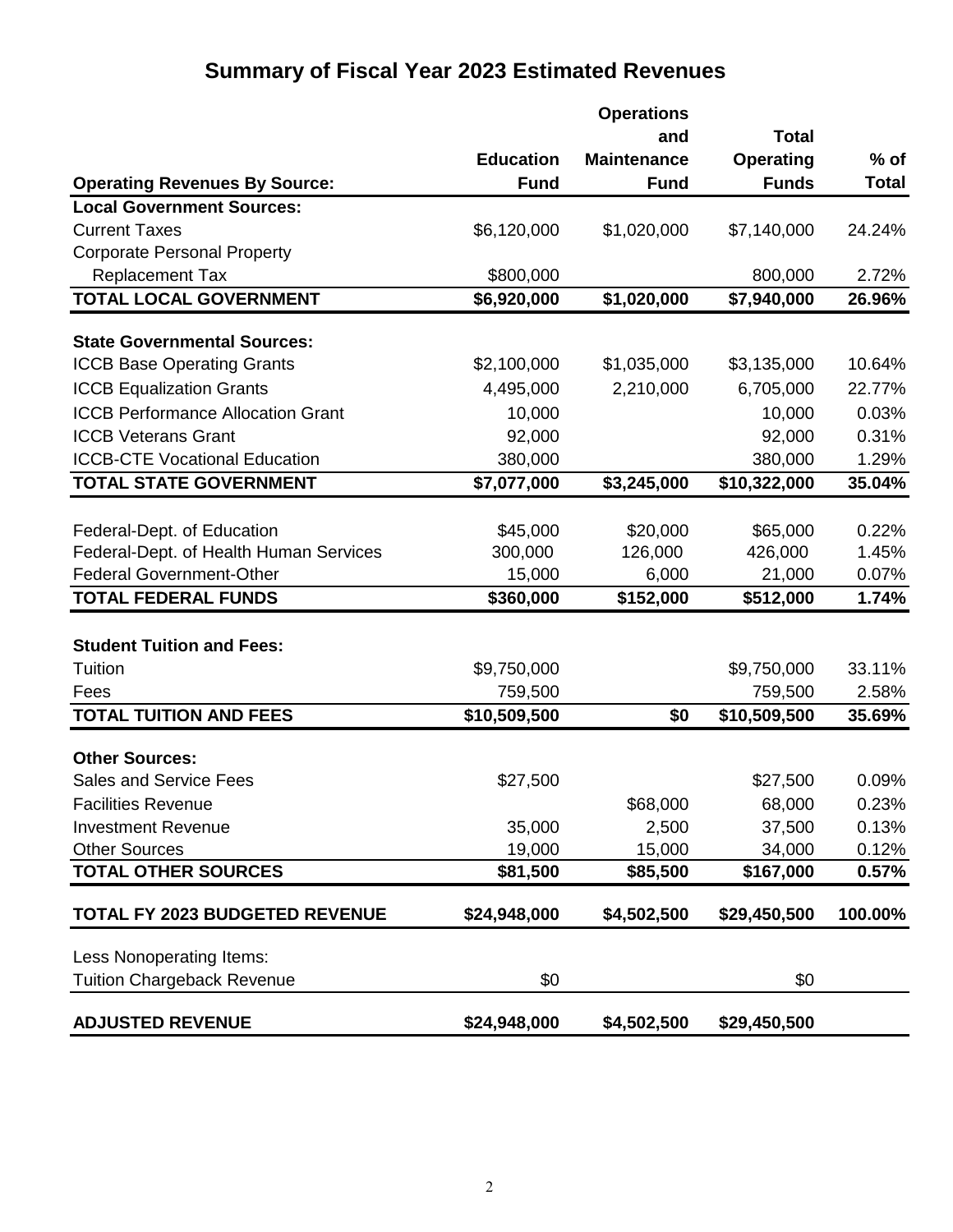# Summary of Fiscal Year 2023 Estimated Revenues

| Operating Revenues By Source: | Education Fund | Operations and Maintenance Fund | Total Operating Funds | % of Total |
|---|---|---|---|---|
| **Local Government Sources:** | | | | |
| Current Taxes | $6,120,000 | $1,020,000 | $7,140,000 | 24.24% |
| Corporate Personal Property Replacement Tax | $800,000 | | 800,000 | 2.72% |
| **TOTAL LOCAL GOVERNMENT** | **$6,920,000** | **$1,020,000** | **$7,940,000** | **26.96%** |
| **State Governmental Sources:** | | | | |
| ICCB Base Operating Grants | $2,100,000 | $1,035,000 | $3,135,000 | 10.64% |
| ICCB Equalization Grants | 4,495,000 | 2,210,000 | 6,705,000 | 22.77% |
| ICCB Performance Allocation Grant | 10,000 | | 10,000 | 0.03% |
| ICCB Veterans Grant | 92,000 | | 92,000 | 0.31% |
| ICCB-CTE Vocational Education | 380,000 | | 380,000 | 1.29% |
| **TOTAL STATE GOVERNMENT** | **$7,077,000** | **$3,245,000** | **$10,322,000** | **35.04%** |
| Federal-Dept. of Education | $45,000 | $20,000 | $65,000 | 0.22% |
| Federal-Dept. of Health Human Services | 300,000 | 126,000 | 426,000 | 1.45% |
| Federal Government-Other | 15,000 | 6,000 | 21,000 | 0.07% |
| **TOTAL FEDERAL FUNDS** | **$360,000** | **$152,000** | **$512,000** | **1.74%** |
| **Student Tuition and Fees:** | | | | |
| Tuition | $9,750,000 | | $9,750,000 | 33.11% |
| Fees | 759,500 | | 759,500 | 2.58% |
| **TOTAL TUITION AND FEES** | **$10,509,500** | **$0** | **$10,509,500** | **35.69%** |
| **Other Sources:** | | | | |
| Sales and Service Fees | $27,500 | | $27,500 | 0.09% |
| Facilities Revenue | | $68,000 | 68,000 | 0.23% |
| Investment Revenue | 35,000 | 2,500 | 37,500 | 0.13% |
| Other Sources | 19,000 | 15,000 | 34,000 | 0.12% |
| **TOTAL OTHER SOURCES** | **$81,500** | **$85,500** | **$167,000** | **0.57%** |
| **TOTAL FY 2023 BUDGETED REVENUE** | **$24,948,000** | **$4,502,500** | **$29,450,500** | **100.00%** |
| Less Nonoperating Items: | | | | |
| Tuition Chargeback Revenue | $0 | | $0 | |
| **ADJUSTED REVENUE** | **$24,948,000** | **$4,502,500** | **$29,450,500** | |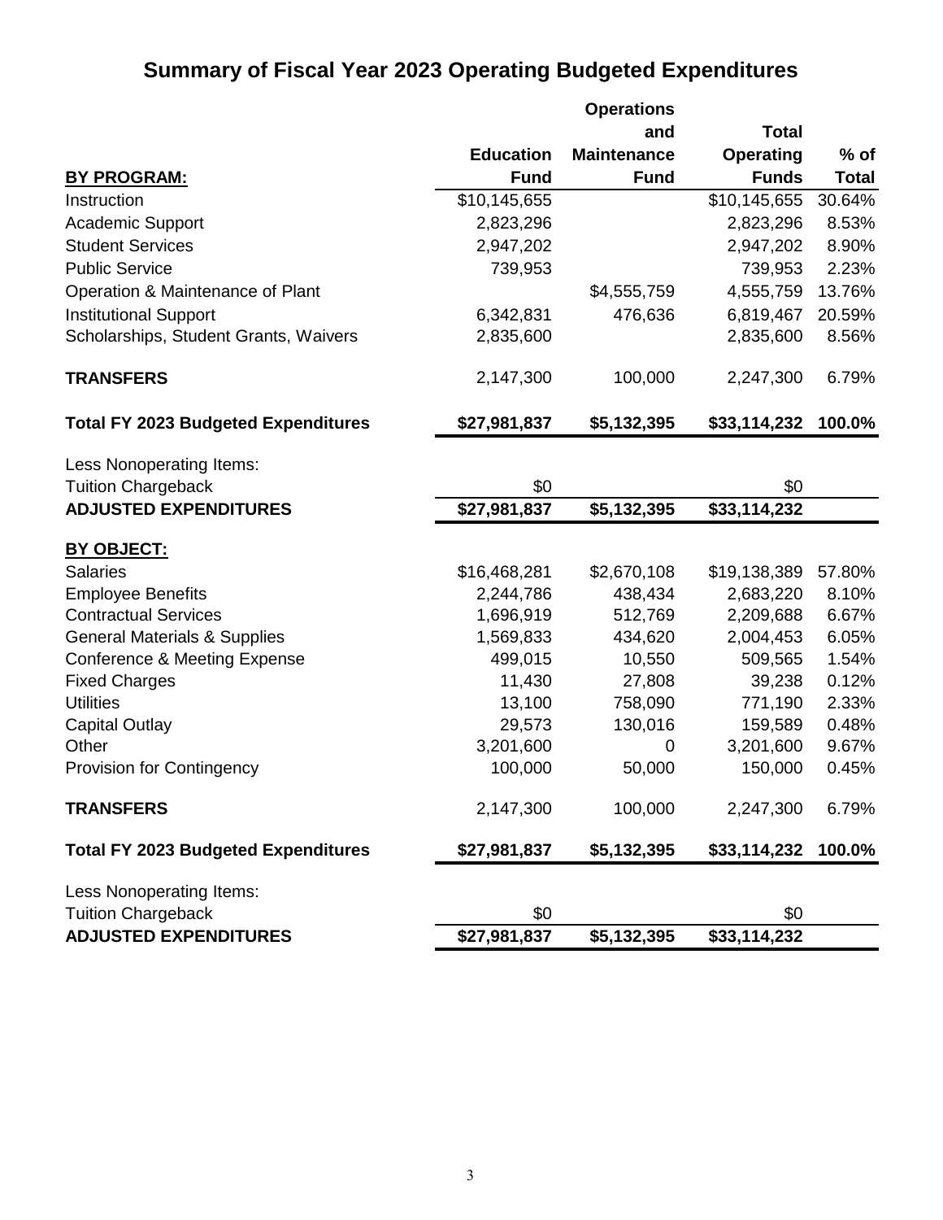# Summary of Fiscal Year 2023 Operating Budgeted Expenditures

| BY PROGRAM: | Education Fund | Operations and Maintenance Fund | Total Operating Funds | % of Total |
|---|---|---|---|---|
| Instruction | $10,145,655 | | $10,145,655 | 30.64% |
| Academic Support | 2,823,296 | | 2,823,296 | 8.53% |
| Student Services | 2,947,202 | | 2,947,202 | 8.90% |
| Public Service | 739,953 | | 739,953 | 2.23% |
| Operation & Maintenance of Plant | | $4,555,759 | 4,555,759 | 13.76% |
| Institutional Support | 6,342,831 | 476,636 | 6,819,467 | 20.59% |
| Scholarships, Student Grants, Waivers | 2,835,600 | | 2,835,600 | 8.56% |
| **TRANSFERS** | 2,147,300 | 100,000 | 2,247,300 | 6.79% |
| **Total FY 2023 Budgeted Expenditures** | **$27,981,837** | **$5,132,395** | **$33,114,232** | **100.0%** |
| Less Nonoperating Items: | | | | |
| Tuition Chargeback | $0 | | $0 | |
| **ADJUSTED EXPENDITURES** | **$27,981,837** | **$5,132,395** | **$33,114,232** | |

| BY OBJECT: | Education Fund | Operations and Maintenance Fund | Total Operating Funds | % of Total |
|---|---|---|---|---|
| Salaries | $16,468,281 | $2,670,108 | $19,138,389 | 57.80% |
| Employee Benefits | 2,244,786 | 438,434 | 2,683,220 | 8.10% |
| Contractual Services | 1,696,919 | 512,769 | 2,209,688 | 6.67% |
| General Materials & Supplies | 1,569,833 | 434,620 | 2,004,453 | 6.05% |
| Conference & Meeting Expense | 499,015 | 10,550 | 509,565 | 1.54% |
| Fixed Charges | 11,430 | 27,808 | 39,238 | 0.12% |
| Utilities | 13,100 | 758,090 | 771,190 | 2.33% |
| Capital Outlay | 29,573 | 130,016 | 159,589 | 0.48% |
| Other | 3,201,600 | 0 | 3,201,600 | 9.67% |
| Provision for Contingency | 100,000 | 50,000 | 150,000 | 0.45% |
| **TRANSFERS** | 2,147,300 | 100,000 | 2,247,300 | 6.79% |
| **Total FY 2023 Budgeted Expenditures** | **$27,981,837** | **$5,132,395** | **$33,114,232** | **100.0%** |
| Less Nonoperating Items: | | | | |
| Tuition Chargeback | $0 | | $0 | |
| **ADJUSTED EXPENDITURES** | **$27,981,837** | **$5,132,395** | **$33,114,232** | |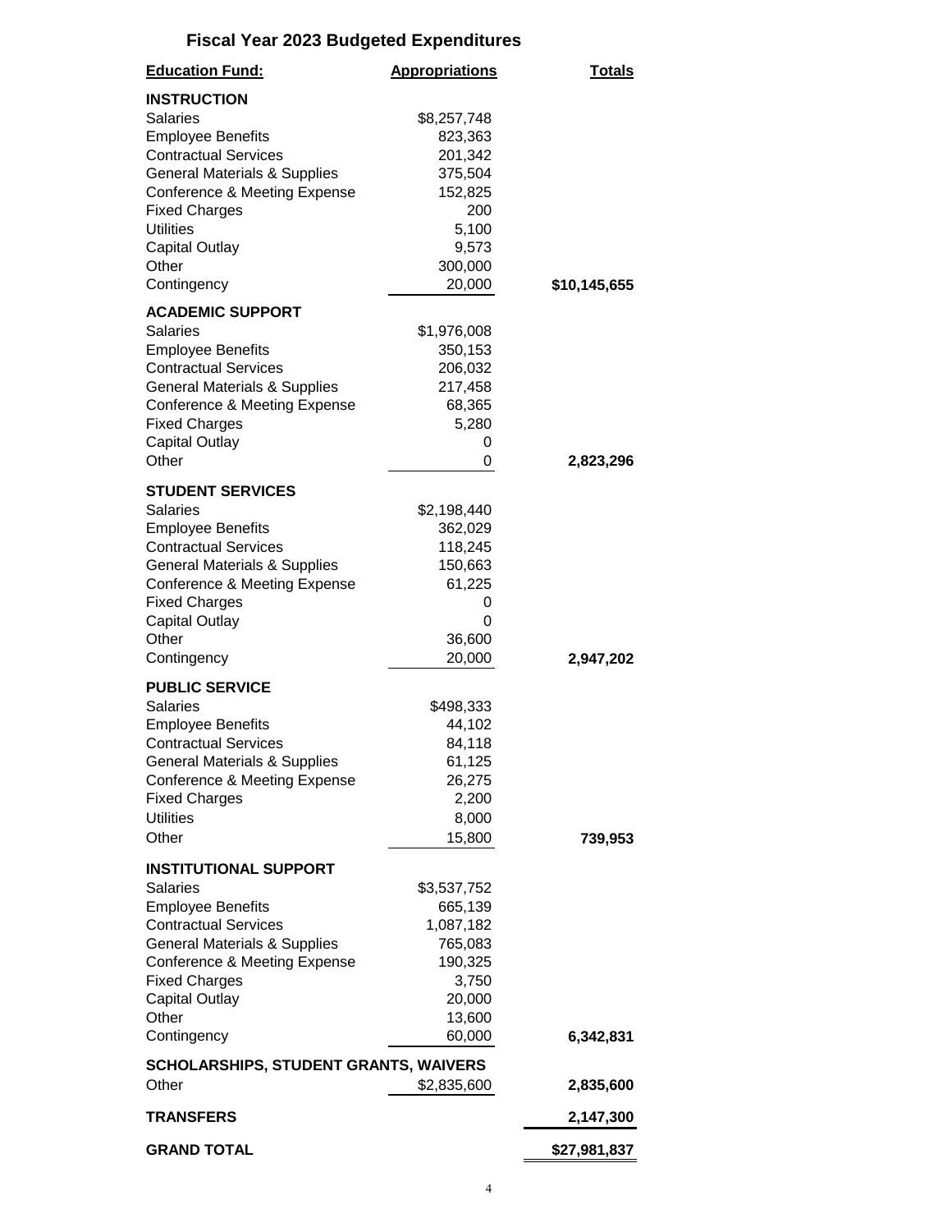# Fiscal Year 2023 Budgeted Expenditures

| Education Fund: | Appropriations | Totals |
|---|---|---|
| **INSTRUCTION** | | |
| Salaries | $8,257,748 | |
| Employee Benefits | 823,363 | |
| Contractual Services | 201,342 | |
| General Materials & Supplies | 375,504 | |
| Conference & Meeting Expense | 152,825 | |
| Fixed Charges | 200 | |
| Utilities | 5,100 | |
| Capital Outlay | 9,573 | |
| Other | 300,000 | |
| Contingency | 20,000 | **$10,145,655** |
| **ACADEMIC SUPPORT** | | |
| Salaries | $1,976,008 | |
| Employee Benefits | 350,153 | |
| Contractual Services | 206,032 | |
| General Materials & Supplies | 217,458 | |
| Conference & Meeting Expense | 68,365 | |
| Fixed Charges | 5,280 | |
| Capital Outlay | 0 | |
| Other | 0 | **2,823,296** |
| **STUDENT SERVICES** | | |
| Salaries | $2,198,440 | |
| Employee Benefits | 362,029 | |
| Contractual Services | 118,245 | |
| General Materials & Supplies | 150,663 | |
| Conference & Meeting Expense | 61,225 | |
| Fixed Charges | 0 | |
| Capital Outlay | 0 | |
| Other | 36,600 | |
| Contingency | 20,000 | **2,947,202** |
| **PUBLIC SERVICE** | | |
| Salaries | $498,333 | |
| Employee Benefits | 44,102 | |
| Contractual Services | 84,118 | |
| General Materials & Supplies | 61,125 | |
| Conference & Meeting Expense | 26,275 | |
| Fixed Charges | 2,200 | |
| Utilities | 8,000 | |
| Other | 15,800 | **739,953** |
| **INSTITUTIONAL SUPPORT** | | |
| Salaries | $3,537,752 | |
| Employee Benefits | 665,139 | |
| Contractual Services | 1,087,182 | |
| General Materials & Supplies | 765,083 | |
| Conference & Meeting Expense | 190,325 | |
| Fixed Charges | 3,750 | |
| Capital Outlay | 20,000 | |
| Other | 13,600 | |
| Contingency | 60,000 | **6,342,831** |
| **SCHOLARSHIPS, STUDENT GRANTS, WAIVERS** | | |
| Other | $2,835,600 | **2,835,600** |
| **TRANSFERS** | | **2,147,300** |
| **GRAND TOTAL** | | **$27,981,837** |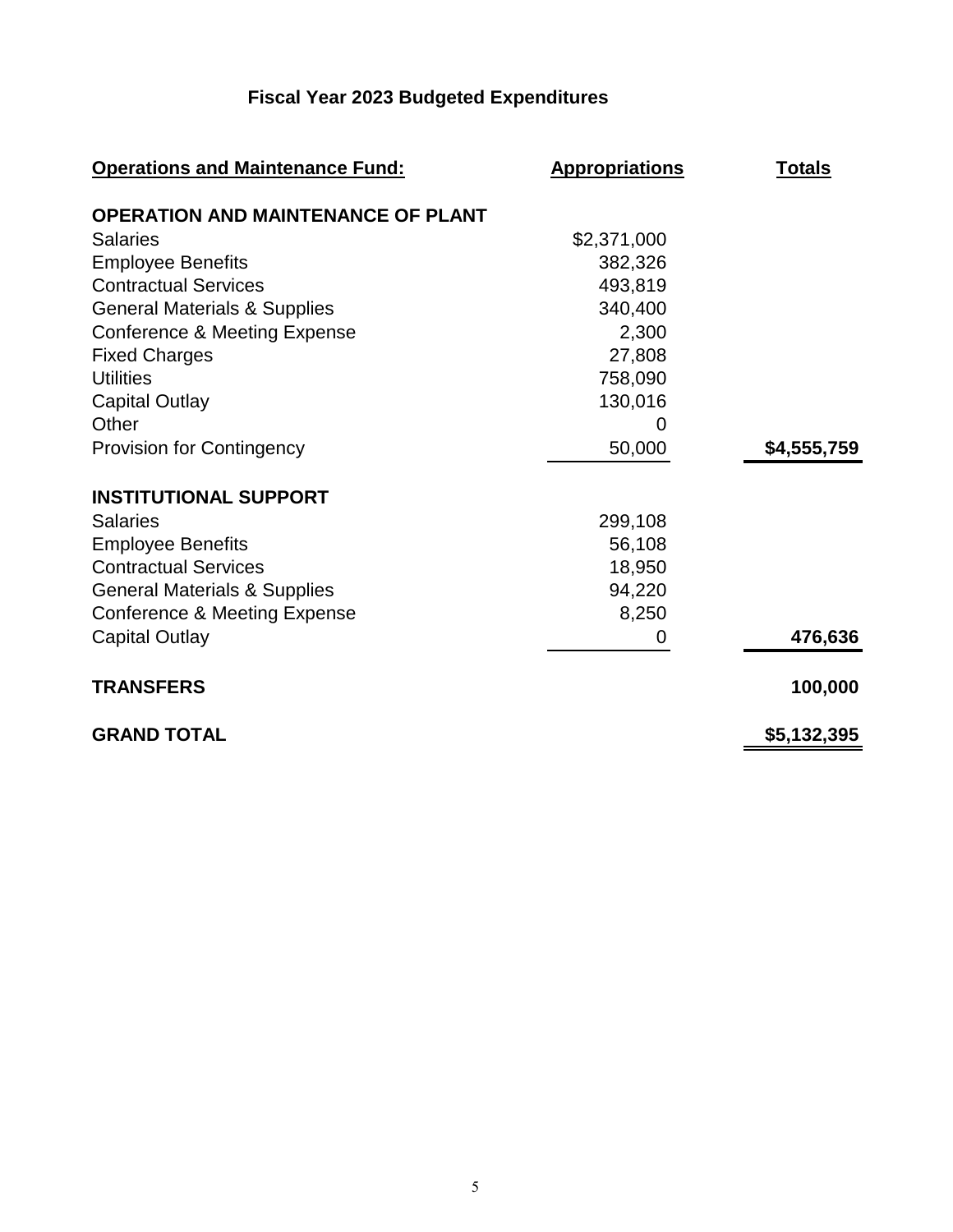# Fiscal Year 2023 Budgeted Expenditures

| Operations and Maintenance Fund: | Appropriations | Totals |
|---|---|---|
| **OPERATION AND MAINTENANCE OF PLANT** | | |
| Salaries | $2,371,000 | |
| Employee Benefits | 382,326 | |
| Contractual Services | 493,819 | |
| General Materials & Supplies | 340,400 | |
| Conference & Meeting Expense | 2,300 | |
| Fixed Charges | 27,808 | |
| Utilities | 758,090 | |
| Capital Outlay | 130,016 | |
| Other | 0 | |
| Provision for Contingency | 50,000 | **$4,555,759** |
| **INSTITUTIONAL SUPPORT** | | |
| Salaries | 299,108 | |
| Employee Benefits | 56,108 | |
| Contractual Services | 18,950 | |
| General Materials & Supplies | 94,220 | |
| Conference & Meeting Expense | 8,250 | |
| Capital Outlay | 0 | **476,636** |
| **TRANSFERS** | | **100,000** |
| **GRAND TOTAL** | | **$5,132,395** |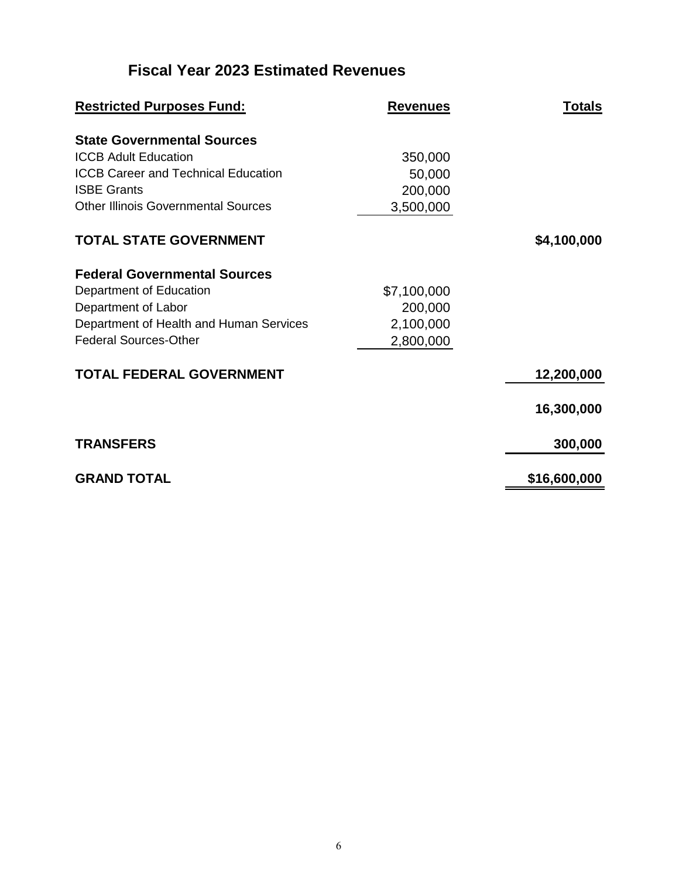# Fiscal Year 2023 Estimated Revenues

| Restricted Purposes Fund: | Revenues | Totals |
| --- | --- | --- |
| **State Governmental Sources** | | |
| ICCB Adult Education | 350,000 | |
| ICCB Career and Technical Education | 50,000 | |
| ISBE Grants | 200,000 | |
| Other Illinois Governmental Sources | 3,500,000 | |
| **TOTAL STATE GOVERNMENT** | | **$4,100,000** |
| **Federal Governmental Sources** | | |
| Department of Education | $7,100,000 | |
| Department of Labor | 200,000 | |
| Department of Health and Human Services | 2,100,000 | |
| Federal Sources-Other | 2,800,000 | |
| **TOTAL FEDERAL GOVERNMENT** | | **12,200,000** |
| | | **16,300,000** |
| **TRANSFERS** | | **300,000** |
| **GRAND TOTAL** | | **$16,600,000** |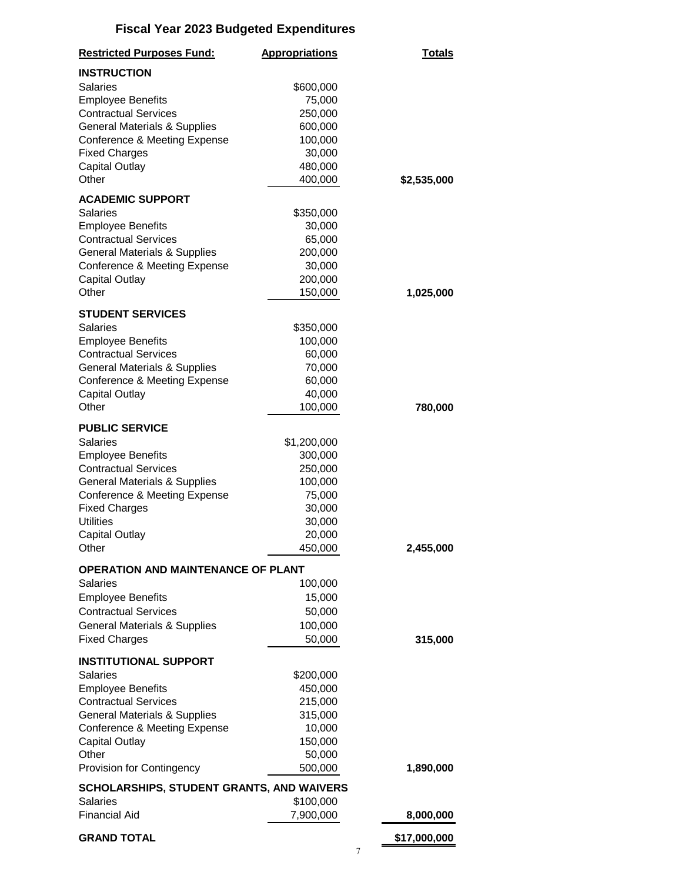# Fiscal Year 2023 Budgeted Expenditures

| Restricted Purposes Fund: | Appropriations | Totals |
|---|---|---|
| **INSTRUCTION** | | |
| Salaries | $600,000 | |
| Employee Benefits | 75,000 | |
| Contractual Services | 250,000 | |
| General Materials & Supplies | 600,000 | |
| Conference & Meeting Expense | 100,000 | |
| Fixed Charges | 30,000 | |
| Capital Outlay | 480,000 | |
| Other | 400,000 | **$2,535,000** |
| **ACADEMIC SUPPORT** | | |
| Salaries | $350,000 | |
| Employee Benefits | 30,000 | |
| Contractual Services | 65,000 | |
| General Materials & Supplies | 200,000 | |
| Conference & Meeting Expense | 30,000 | |
| Capital Outlay | 200,000 | |
| Other | 150,000 | **1,025,000** |
| **STUDENT SERVICES** | | |
| Salaries | $350,000 | |
| Employee Benefits | 100,000 | |
| Contractual Services | 60,000 | |
| General Materials & Supplies | 70,000 | |
| Conference & Meeting Expense | 60,000 | |
| Capital Outlay | 40,000 | |
| Other | 100,000 | **780,000** |
| **PUBLIC SERVICE** | | |
| Salaries | $1,200,000 | |
| Employee Benefits | 300,000 | |
| Contractual Services | 250,000 | |
| General Materials & Supplies | 100,000 | |
| Conference & Meeting Expense | 75,000 | |
| Fixed Charges | 30,000 | |
| Utilities | 30,000 | |
| Capital Outlay | 20,000 | |
| Other | 450,000 | **2,455,000** |
| **OPERATION AND MAINTENANCE OF PLANT** | | |
| Salaries | 100,000 | |
| Employee Benefits | 15,000 | |
| Contractual Services | 50,000 | |
| General Materials & Supplies | 100,000 | |
| Fixed Charges | 50,000 | **315,000** |
| **INSTITUTIONAL SUPPORT** | | |
| Salaries | $200,000 | |
| Employee Benefits | 450,000 | |
| Contractual Services | 215,000 | |
| General Materials & Supplies | 315,000 | |
| Conference & Meeting Expense | 10,000 | |
| Capital Outlay | 150,000 | |
| Other | 50,000 | |
| Provision for Contingency | 500,000 | **1,890,000** |
| **SCHOLARSHIPS, STUDENT GRANTS, AND WAIVERS** | | |
| Salaries | $100,000 | |
| Financial Aid | 7,900,000 | **8,000,000** |
| **GRAND TOTAL** | | **$17,000,000** |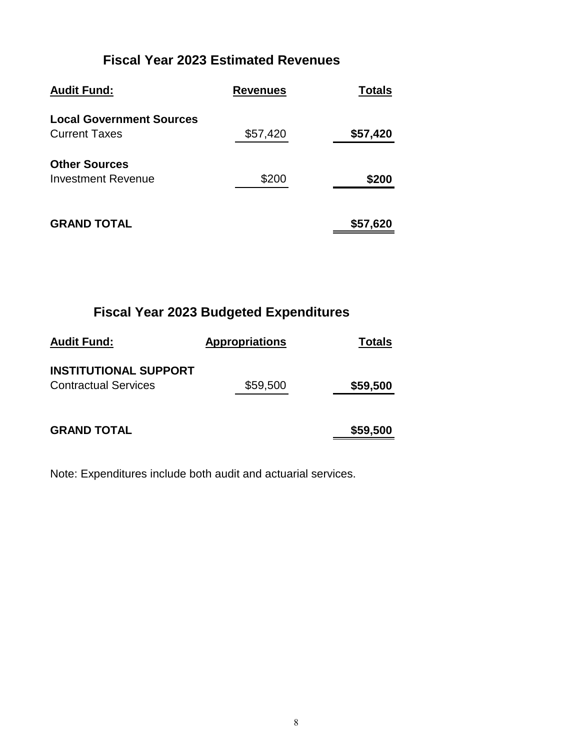## Fiscal Year 2023 Estimated Revenues

| Audit Fund: | Revenues | Totals |
|---|---|---|
| **Local Government Sources** | | |
| Current Taxes | $57,420 | **$57,420** |
| **Other Sources** | | |
| Investment Revenue | $200 | **$200** |
| **GRAND TOTAL** | | **$57,620** |

## Fiscal Year 2023 Budgeted Expenditures

| Audit Fund: | Appropriations | Totals |
|---|---|---|
| **INSTITUTIONAL SUPPORT** | | |
| Contractual Services | $59,500 | **$59,500** |
| **GRAND TOTAL** | | **$59,500** |

Note: Expenditures include both audit and actuarial services.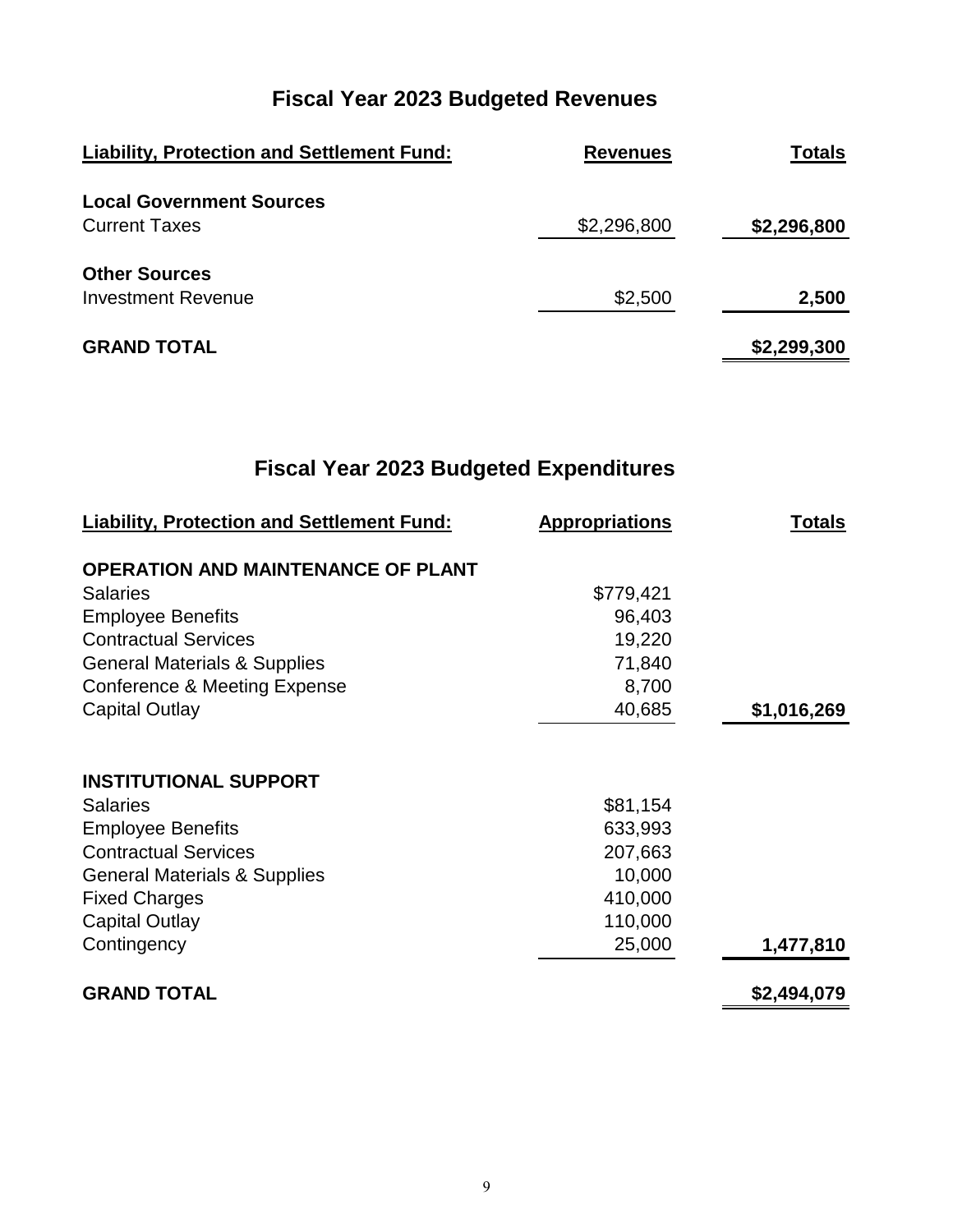## Fiscal Year 2023 Budgeted Revenues

| Liability, Protection and Settlement Fund: | Revenues | Totals |
|---|---|---|
| **Local Government Sources** | | |
| Current Taxes | $2,296,800 | **$2,296,800** |
| **Other Sources** | | |
| Investment Revenue | $2,500 | **2,500** |
| **GRAND TOTAL** | | **$2,299,300** |

## Fiscal Year 2023 Budgeted Expenditures

| Liability, Protection and Settlement Fund: | Appropriations | Totals |
|---|---|---|
| **OPERATION AND MAINTENANCE OF PLANT** | | |
| Salaries | $779,421 | |
| Employee Benefits | 96,403 | |
| Contractual Services | 19,220 | |
| General Materials & Supplies | 71,840 | |
| Conference & Meeting Expense | 8,700 | |
| Capital Outlay | 40,685 | **$1,016,269** |
| **INSTITUTIONAL SUPPORT** | | |
| Salaries | $81,154 | |
| Employee Benefits | 633,993 | |
| Contractual Services | 207,663 | |
| General Materials & Supplies | 10,000 | |
| Fixed Charges | 410,000 | |
| Capital Outlay | 110,000 | |
| Contingency | 25,000 | **1,477,810** |
| **GRAND TOTAL** | | **$2,494,079** |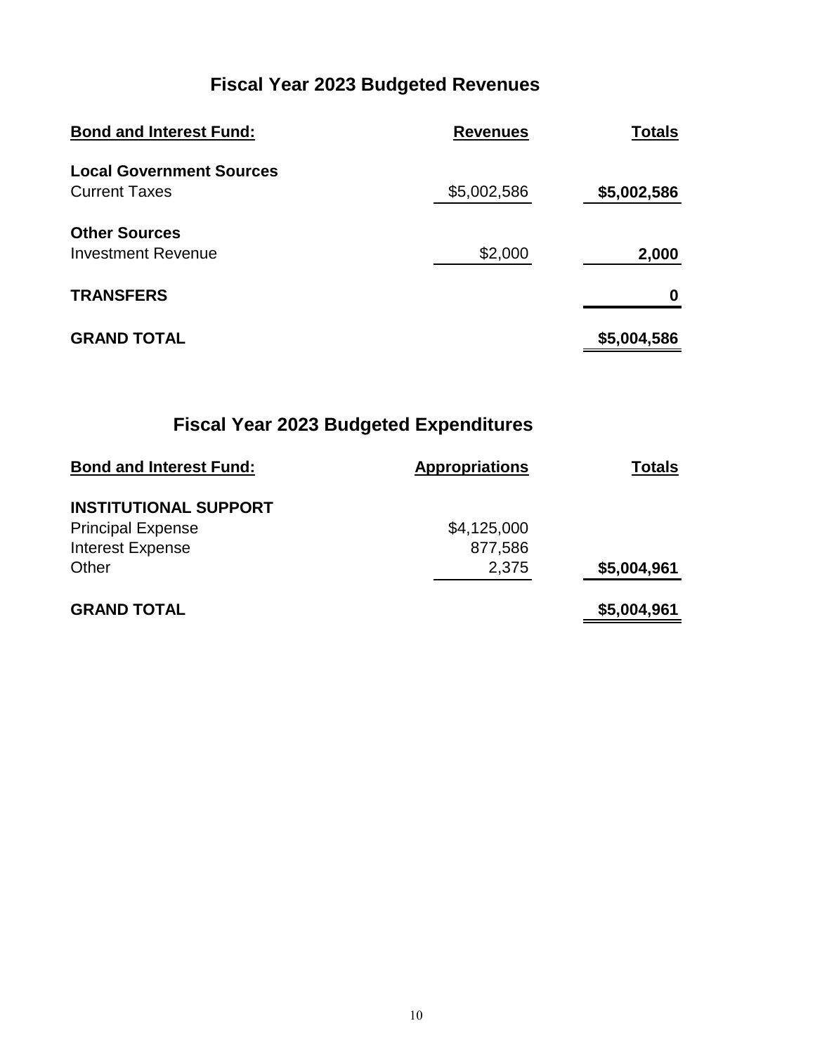## Fiscal Year 2023 Budgeted Revenues

| Bond and Interest Fund: | Revenues | Totals |
|---|---|---|
| **Local Government Sources** | | |
| Current Taxes | $5,002,586 | **$5,002,586** |
| **Other Sources** | | |
| Investment Revenue | $2,000 | **2,000** |
| **TRANSFERS** | | **0** |
| **GRAND TOTAL** | | **$5,004,586** |

## Fiscal Year 2023 Budgeted Expenditures

| Bond and Interest Fund: | Appropriations | Totals |
|---|---|---|
| **INSTITUTIONAL SUPPORT** | | |
| Principal Expense | $4,125,000 | |
| Interest Expense | 877,586 | |
| Other | 2,375 | **$5,004,961** |
| **GRAND TOTAL** | | **$5,004,961** |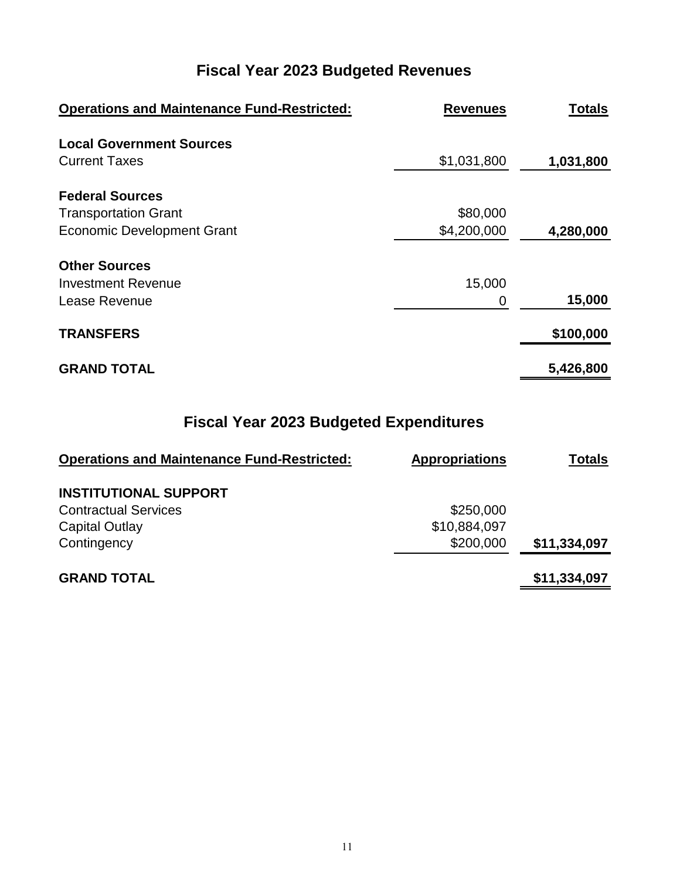# Fiscal Year 2023 Budgeted Revenues

| Operations and Maintenance Fund-Restricted: | Revenues | Totals |
|---|---|---|
| **Local Government Sources** | | |
| Current Taxes | $1,031,800 | **1,031,800** |
| **Federal Sources** | | |
| Transportation Grant | $80,000 | |
| Economic Development Grant | $4,200,000 | **4,280,000** |
| **Other Sources** | | |
| Investment Revenue | 15,000 | |
| Lease Revenue | 0 | **15,000** |
| **TRANSFERS** | | **$100,000** |
| **GRAND TOTAL** | | **5,426,800** |

# Fiscal Year 2023 Budgeted Expenditures

| Operations and Maintenance Fund-Restricted: | Appropriations | Totals |
|---|---|---|
| **INSTITUTIONAL SUPPORT** | | |
| Contractual Services | $250,000 | |
| Capital Outlay | $10,884,097 | |
| Contingency | $200,000 | **$11,334,097** |
| **GRAND TOTAL** | | **$11,334,097** |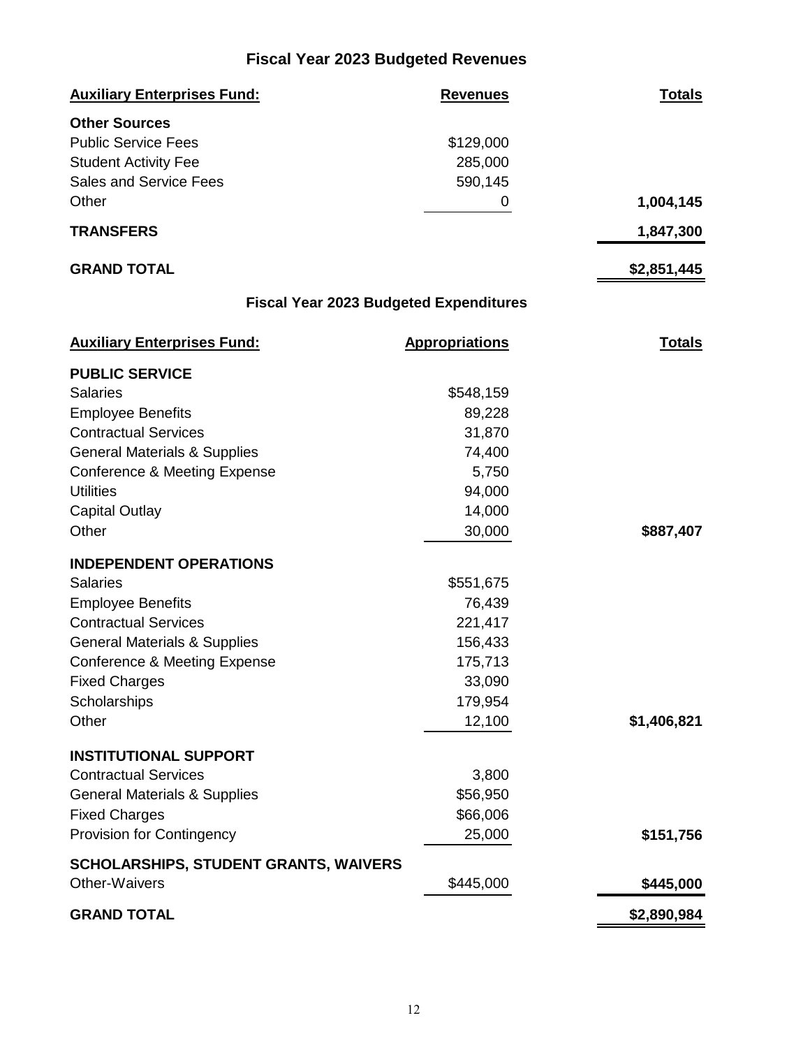## Fiscal Year 2023 Budgeted Revenues

| Auxiliary Enterprises Fund: | Revenues | Totals |
|---|---|---|
| **Other Sources** | | |
| Public Service Fees | $129,000 | |
| Student Activity Fee | 285,000 | |
| Sales and Service Fees | 590,145 | |
| Other | 0 | **1,004,145** |
| **TRANSFERS** | | **1,847,300** |
| **GRAND TOTAL** | | **$2,851,445** |

## Fiscal Year 2023 Budgeted Expenditures

| Auxiliary Enterprises Fund: | Appropriations | Totals |
|---|---|---|
| **PUBLIC SERVICE** | | |
| Salaries | $548,159 | |
| Employee Benefits | 89,228 | |
| Contractual Services | 31,870 | |
| General Materials & Supplies | 74,400 | |
| Conference & Meeting Expense | 5,750 | |
| Utilities | 94,000 | |
| Capital Outlay | 14,000 | |
| Other | 30,000 | **$887,407** |
| **INDEPENDENT OPERATIONS** | | |
| Salaries | $551,675 | |
| Employee Benefits | 76,439 | |
| Contractual Services | 221,417 | |
| General Materials & Supplies | 156,433 | |
| Conference & Meeting Expense | 175,713 | |
| Fixed Charges | 33,090 | |
| Scholarships | 179,954 | |
| Other | 12,100 | **$1,406,821** |
| **INSTITUTIONAL SUPPORT** | | |
| Contractual Services | 3,800 | |
| General Materials & Supplies | $56,950 | |
| Fixed Charges | $66,006 | |
| Provision for Contingency | 25,000 | **$151,756** |
| **SCHOLARSHIPS, STUDENT GRANTS, WAIVERS** | | |
| Other-Waivers | $445,000 | **$445,000** |
| **GRAND TOTAL** | | **$2,890,984** |